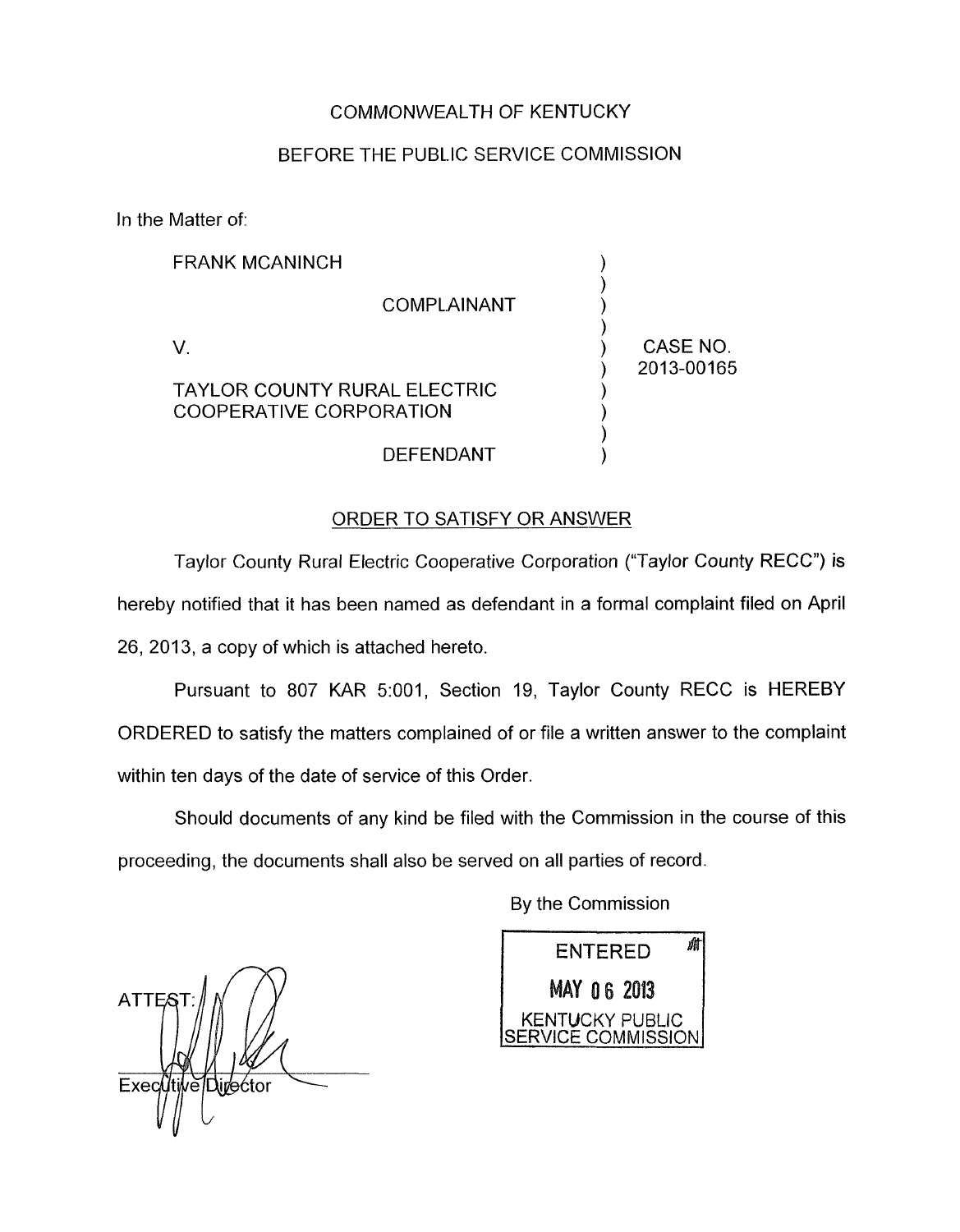COMMONWEALTH OF KENTUCKY

BEFORE THE PUBLIC SERVICE COMMISSION

In the Matter of:

FRANK MCANINCH

COMPLAINANT

V.

TAYLOR COUNTY RURAL ELECTRIC COOPERATIVE CORPORATION

DEFENDANT

CASE NO. 2013-00165

## ORDER TO SATISFY OR ANSWER

Taylor County Rural Electric Cooperative Corporation ("Taylor County RECC") is hereby notified that it has been named as defendant in a formal complaint filed on April 26, 2013, a copy of which is attached hereto.

Pursuant to 807 KAR 5:001, Section 19, Taylor County RECC is HEREBY ORDERED to satisfy the matters complained of or file a written answer to the complaint within ten days of the date of service of this Order.

Should documents of any kind be filed with the Commission in the course of this proceeding, the documents shall also be served on all parties of record.

By the Commission

ENTERED
MAY 06 2013
KENTUCKY PUBLIC SERVICE COMMISSION

ATTEST:

Executive Director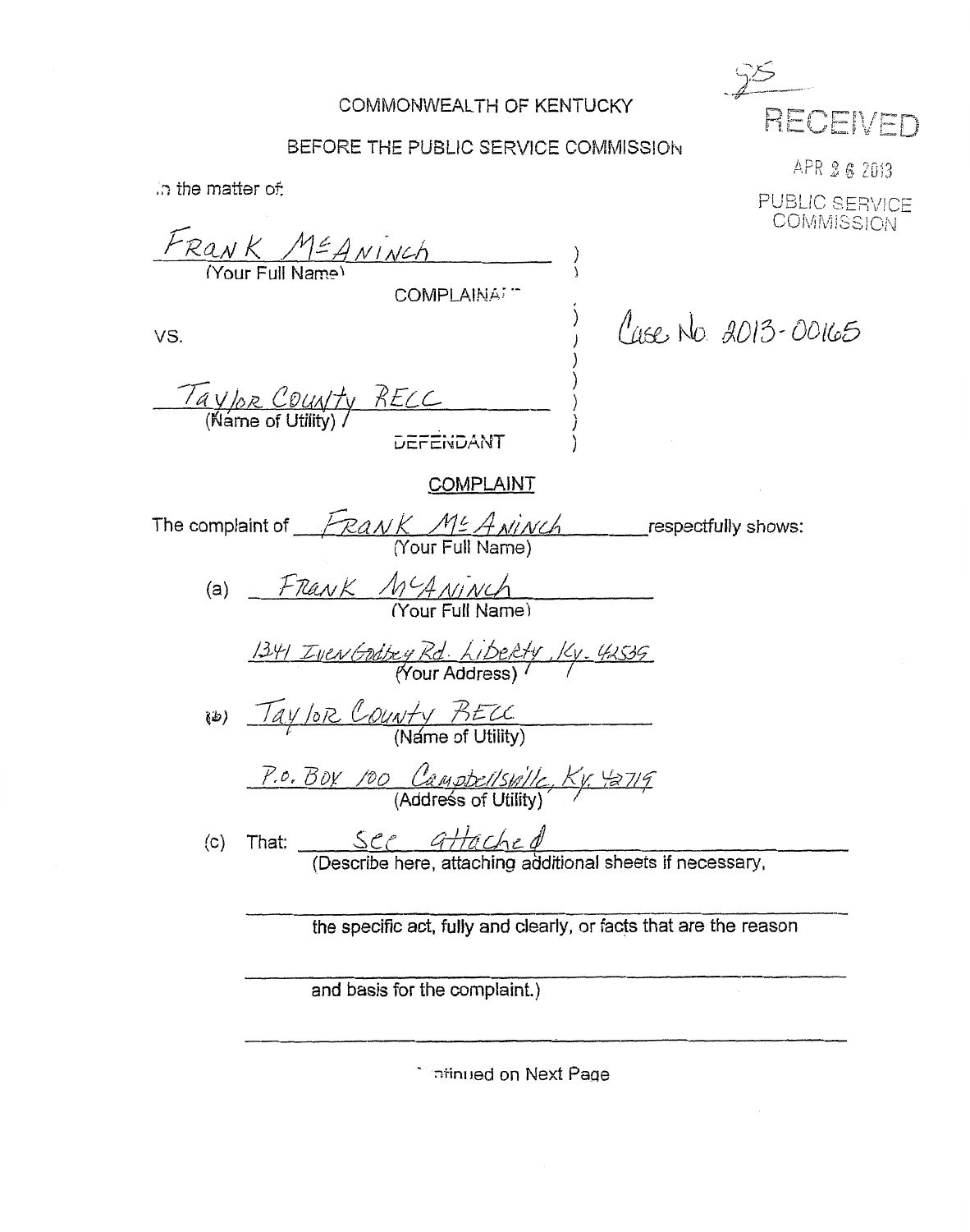COMMONWEALTH OF KENTUCKY

BEFORE THE PUBLIC SERVICE COMMISSION

RECEIVED

APR 26 2013

PUBLIC SERVICE COMMISSION

In the matter of:

FRANK McANINCH
(Your Full Name)

COMPLAINANT

VS.

Case No. 2013-00165

Taylor County RECC
(Name of Utility)

DEFENDANT

## COMPLAINT

The complaint of FRANK McANINCH (Your Full Name) respectfully shows:

(a) FRANK McANINCH
(Your Full Name)

1341 Iven Godbey Rd. Liberty, Ky. 42539
(Your Address)

(b) Taylor County RECC
(Name of Utility)

P.O. Box 100 Campbellsville, Ky. 42719
(Address of Utility)

(c) That: See attached
(Describe here, attaching additional sheets if necessary, the specific act, fully and clearly, or facts that are the reason and basis for the complaint.)

Continued on Next Page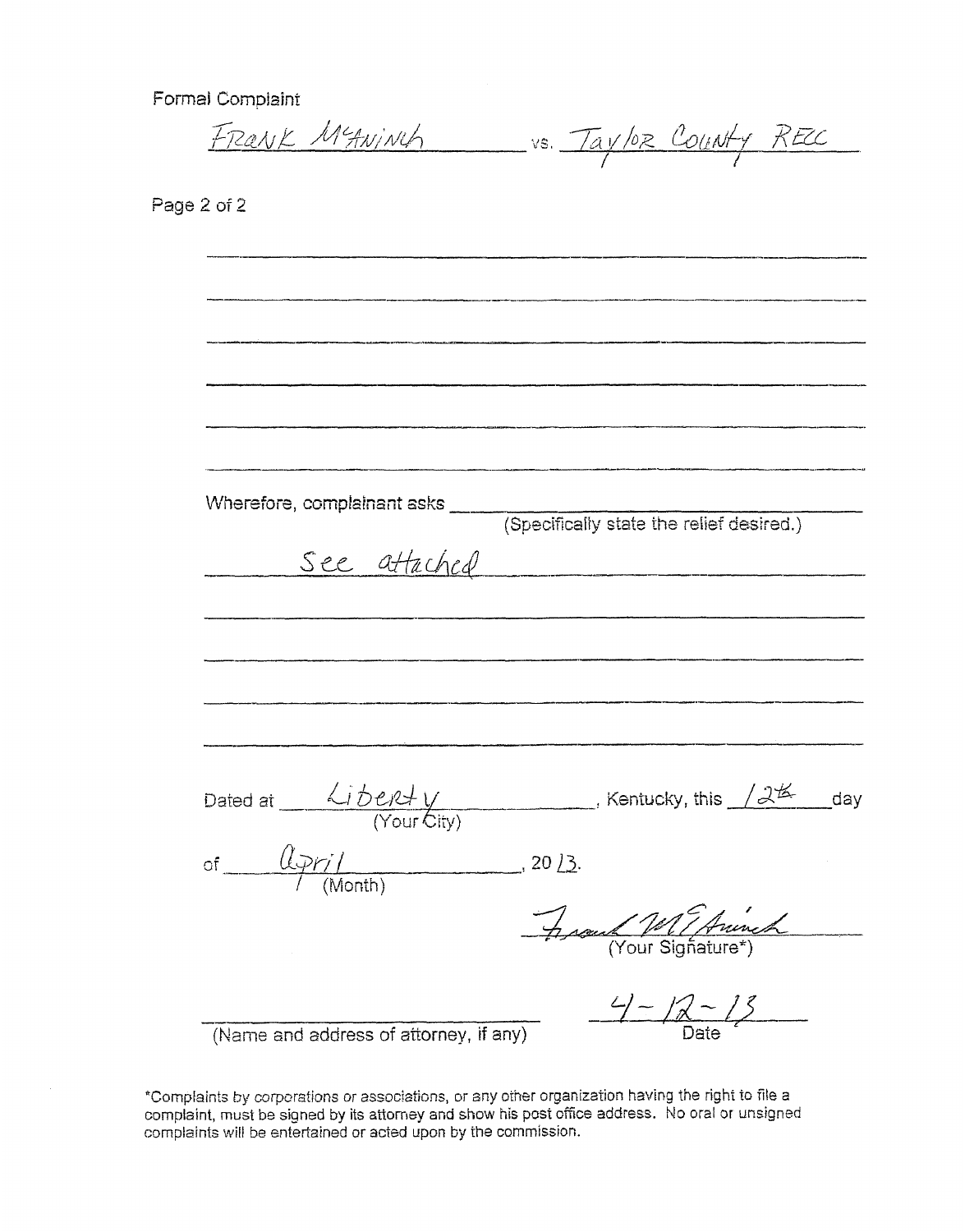Formal Complaint

FRANK McANINCH vs. Taylor County RECC

Page 2 of 2

Wherefore, complainant asks ______________________ (Specifically state the relief desired.)

See attached

Dated at Liberty (Your City), Kentucky, this 12th day

of April (Month), 2013.

Frank McAninch
(Your Signature*)

______________________
(Name and address of attorney, if any)

4-12-13
Date

*Complaints by corporations or associations, or any other organization having the right to file a complaint, must be signed by its attorney and show his post office address. No oral or unsigned complaints will be entertained or acted upon by the commission.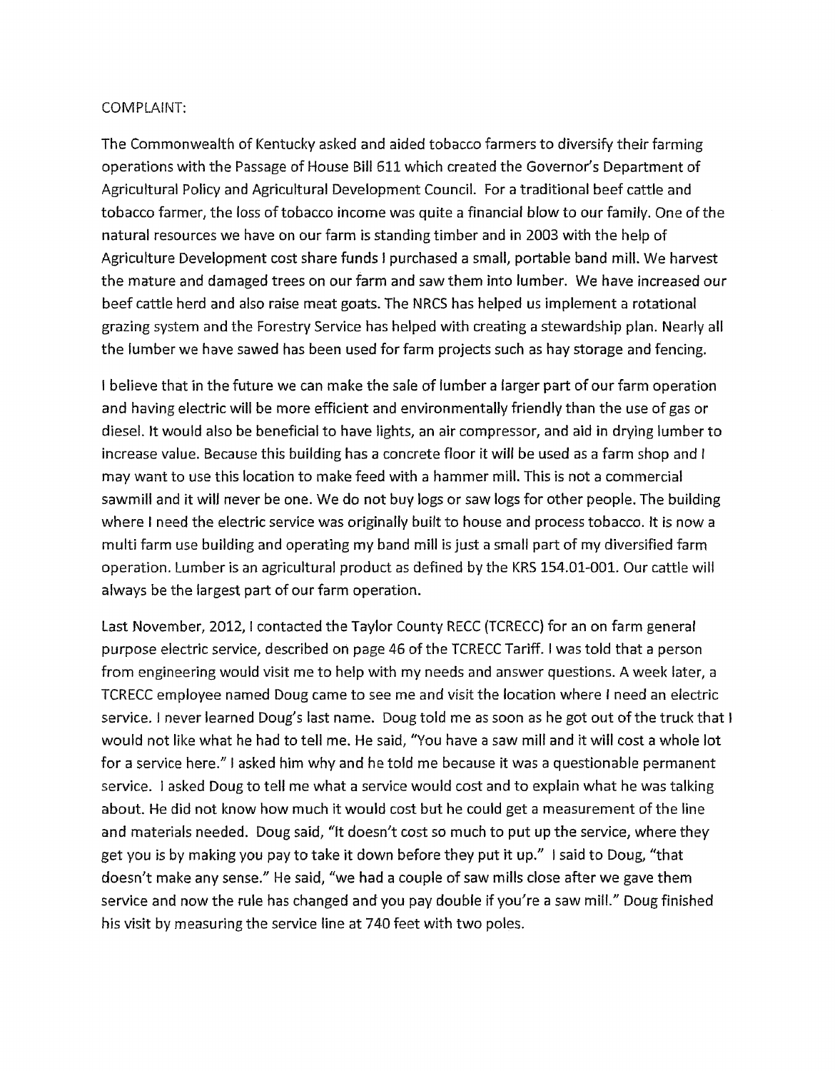COMPLAINT:

The Commonwealth of Kentucky asked and aided tobacco farmers to diversify their farming operations with the Passage of House Bill 611 which created the Governor's Department of Agricultural Policy and Agricultural Development Council. For a traditional beef cattle and tobacco farmer, the loss of tobacco income was quite a financial blow to our family. One of the natural resources we have on our farm is standing timber and in 2003 with the help of Agriculture Development cost share funds I purchased a small, portable band mill. We harvest the mature and damaged trees on our farm and saw them into lumber. We have increased our beef cattle herd and also raise meat goats. The NRCS has helped us implement a rotational grazing system and the Forestry Service has helped with creating a stewardship plan. Nearly all the lumber we have sawed has been used for farm projects such as hay storage and fencing.

I believe that in the future we can make the sale of lumber a larger part of our farm operation and having electric will be more efficient and environmentally friendly than the use of gas or diesel. It would also be beneficial to have lights, an air compressor, and aid in drying lumber to increase value. Because this building has a concrete floor it will be used as a farm shop and I may want to use this location to make feed with a hammer mill. This is not a commercial sawmill and it will never be one. We do not buy logs or saw logs for other people. The building where I need the electric service was originally built to house and process tobacco. It is now a multi farm use building and operating my band mill is just a small part of my diversified farm operation. Lumber is an agricultural product as defined by the KRS 154.01-001. Our cattle will always be the largest part of our farm operation.

Last November, 2012, I contacted the Taylor County RECC (TCRECC) for an on farm general purpose electric service, described on page 46 of the TCRECC Tariff. I was told that a person from engineering would visit me to help with my needs and answer questions. A week later, a TCRECC employee named Doug came to see me and visit the location where I need an electric service. I never learned Doug's last name. Doug told me as soon as he got out of the truck that I would not like what he had to tell me. He said, "You have a saw mill and it will cost a whole lot for a service here." I asked him why and he told me because it was a questionable permanent service. I asked Doug to tell me what a service would cost and to explain what he was talking about. He did not know how much it would cost but he could get a measurement of the line and materials needed. Doug said, "It doesn't cost so much to put up the service, where they get you is by making you pay to take it down before they put it up." I said to Doug, "that doesn't make any sense." He said, "we had a couple of saw mills close after we gave them service and now the rule has changed and you pay double if you're a saw mill." Doug finished his visit by measuring the service line at 740 feet with two poles.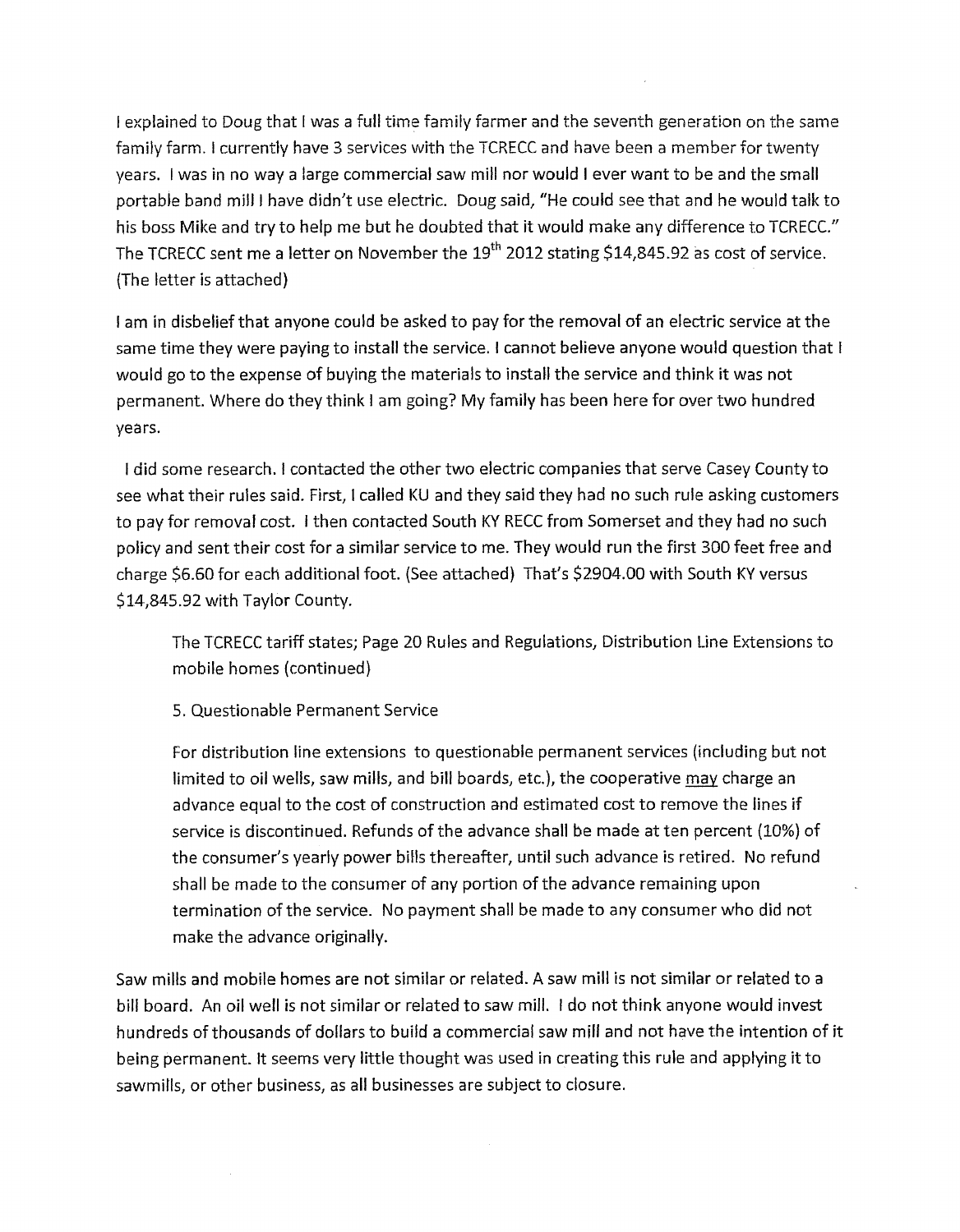I explained to Doug that I was a full time family farmer and the seventh generation on the same family farm. I currently have 3 services with the TCRECC and have been a member for twenty years. I was in no way a large commercial saw mill nor would I ever want to be and the small portable band mill I have didn't use electric. Doug said, "He could see that and he would talk to his boss Mike and try to help me but he doubted that it would make any difference to TCRECC." The TCRECC sent me a letter on November the 19th 2012 stating $14,845.92 as cost of service. (The letter is attached)

I am in disbelief that anyone could be asked to pay for the removal of an electric service at the same time they were paying to install the service. I cannot believe anyone would question that I would go to the expense of buying the materials to install the service and think it was not permanent. Where do they think I am going? My family has been here for over two hundred years.

I did some research. I contacted the other two electric companies that serve Casey County to see what their rules said. First, I called KU and they said they had no such rule asking customers to pay for removal cost. I then contacted South KY RECC from Somerset and they had no such policy and sent their cost for a similar service to me. They would run the first 300 feet free and charge $6.60 for each additional foot. (See attached) That's $2904.00 with South KY versus $14,845.92 with Taylor County.

> The TCRECC tariff states; Page 20 Rules and Regulations, Distribution Line Extensions to mobile homes (continued)
>
> 5. Questionable Permanent Service
>
> For distribution line extensions to questionable permanent services (including but not limited to oil wells, saw mills, and bill boards, etc.), the cooperative <u>may</u> charge an advance equal to the cost of construction and estimated cost to remove the lines if service is discontinued. Refunds of the advance shall be made at ten percent (10%) of the consumer's yearly power bills thereafter, until such advance is retired. No refund shall be made to the consumer of any portion of the advance remaining upon termination of the service. No payment shall be made to any consumer who did not make the advance originally.

Saw mills and mobile homes are not similar or related. A saw mill is not similar or related to a bill board. An oil well is not similar or related to saw mill. I do not think anyone would invest hundreds of thousands of dollars to build a commercial saw mill and not have the intention of it being permanent. It seems very little thought was used in creating this rule and applying it to sawmills, or other business, as all businesses are subject to closure.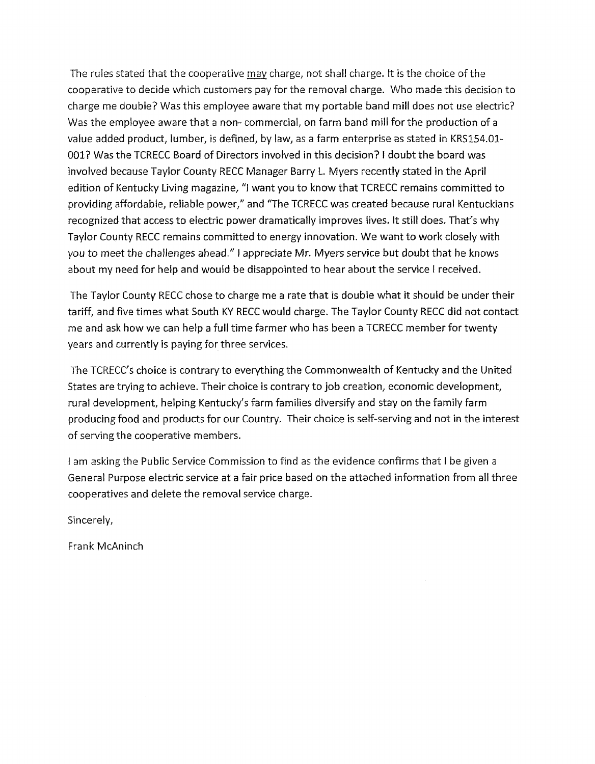The rules stated that the cooperative <u>may</u> charge, not shall charge. It is the choice of the cooperative to decide which customers pay for the removal charge. Who made this decision to charge me double? Was this employee aware that my portable band mill does not use electric? Was the employee aware that a non- commercial, on farm band mill for the production of a value added product, lumber, is defined, by law, as a farm enterprise as stated in KRS154.01-001? Was the TCRECC Board of Directors involved in this decision? I doubt the board was involved because Taylor County RECC Manager Barry L. Myers recently stated in the April edition of Kentucky Living magazine, "I want you to know that TCRECC remains committed to providing affordable, reliable power," and "The TCRECC was created because rural Kentuckians recognized that access to electric power dramatically improves lives. It still does. That's why Taylor County RECC remains committed to energy innovation. We want to work closely with you to meet the challenges ahead." I appreciate Mr. Myers service but doubt that he knows about my need for help and would be disappointed to hear about the service I received.

The Taylor County RECC chose to charge me a rate that is double what it should be under their tariff, and five times what South KY RECC would charge. The Taylor County RECC did not contact me and ask how we can help a full time farmer who has been a TCRECC member for twenty years and currently is paying for three services.

The TCRECC's choice is contrary to everything the Commonwealth of Kentucky and the United States are trying to achieve. Their choice is contrary to job creation, economic development, rural development, helping Kentucky's farm families diversify and stay on the family farm producing food and products for our Country. Their choice is self-serving and not in the interest of serving the cooperative members.

I am asking the Public Service Commission to find as the evidence confirms that I be given a General Purpose electric service at a fair price based on the attached information from all three cooperatives and delete the removal service charge.

Sincerely,

Frank McAninch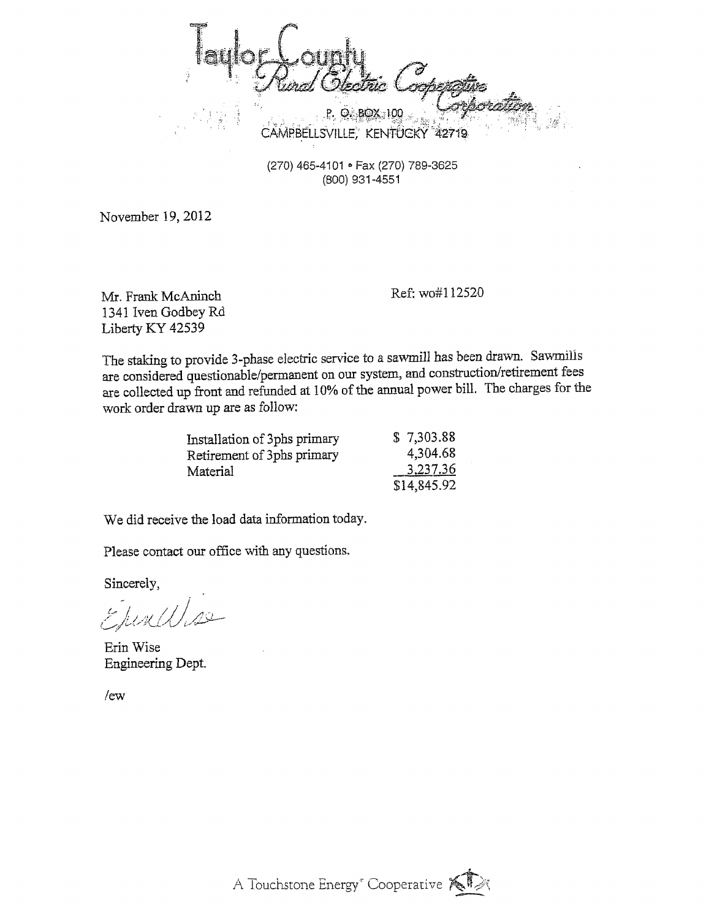Taylor County Rural Electric Cooperative Corporation
P. O. BOX 100
CAMPBELLSVILLE, KENTUCKY 42719

(270) 465-4101 • Fax (270) 789-3625
(800) 931-4551

November 19, 2012

Mr. Frank McAninch
1341 Iven Godbey Rd
Liberty KY 42539

Ref: wo#112520

The staking to provide 3-phase electric service to a sawmill has been drawn. Sawmills are considered questionable/permanent on our system, and construction/retirement fees are collected up front and refunded at 10% of the annual power bill. The charges for the work order drawn up are as follow:

| | |
|---|---|
| Installation of 3phs primary | $ 7,303.88 |
| Retirement of 3phs primary | 4,304.68 |
| Material | 3,237.36 |
| | $14,845.92 |

We did receive the load data information today.

Please contact our office with any questions.

Sincerely,

Erin Wise
Engineering Dept.

/ew

A Touchstone Energy® Cooperative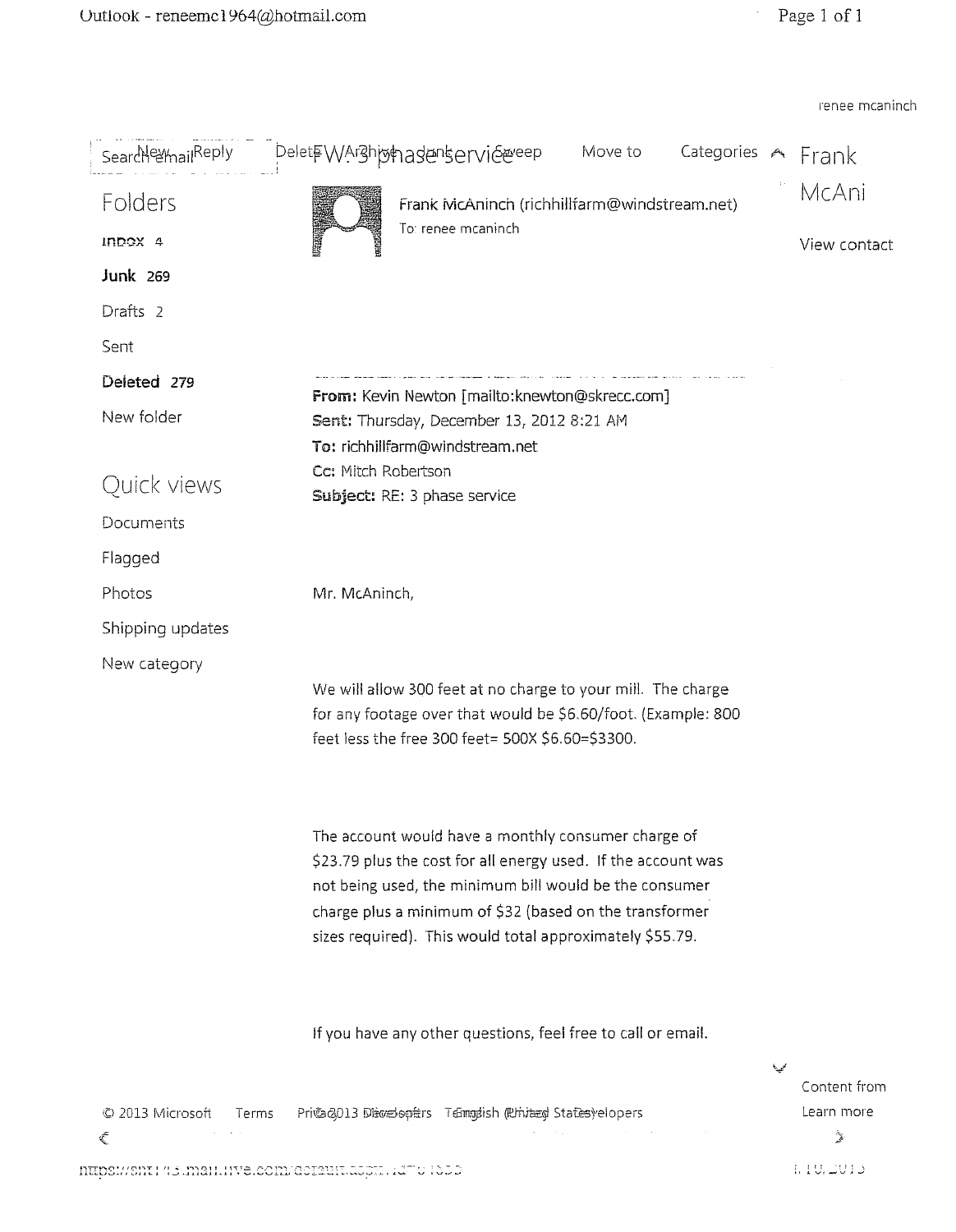renee mcaninch

**FW: 3 phase service**

Frank McAninch (richhillfarm@windstream.net)
To: renee mcaninch

---

**From:** Kevin Newton [mailto:knewton@skrecc.com]
**Sent:** Thursday, December 13, 2012 8:21 AM
**To:** richhillfarm@windstream.net
**Cc:** Mitch Robertson
**Subject:** RE: 3 phase service

Mr. McAninch,

We will allow 300 feet at no charge to your mill. The charge for any footage over that would be $6.60/foot. (Example: 800 feet less the free 300 feet= 500X $6.60=$3300.

The account would have a monthly consumer charge of $23.79 plus the cost for all energy used. If the account was not being used, the minimum bill would be the consumer charge plus a minimum of $32 (based on the transformer sizes required). This would total approximately $55.79.

If you have any other questions, feel free to call or email.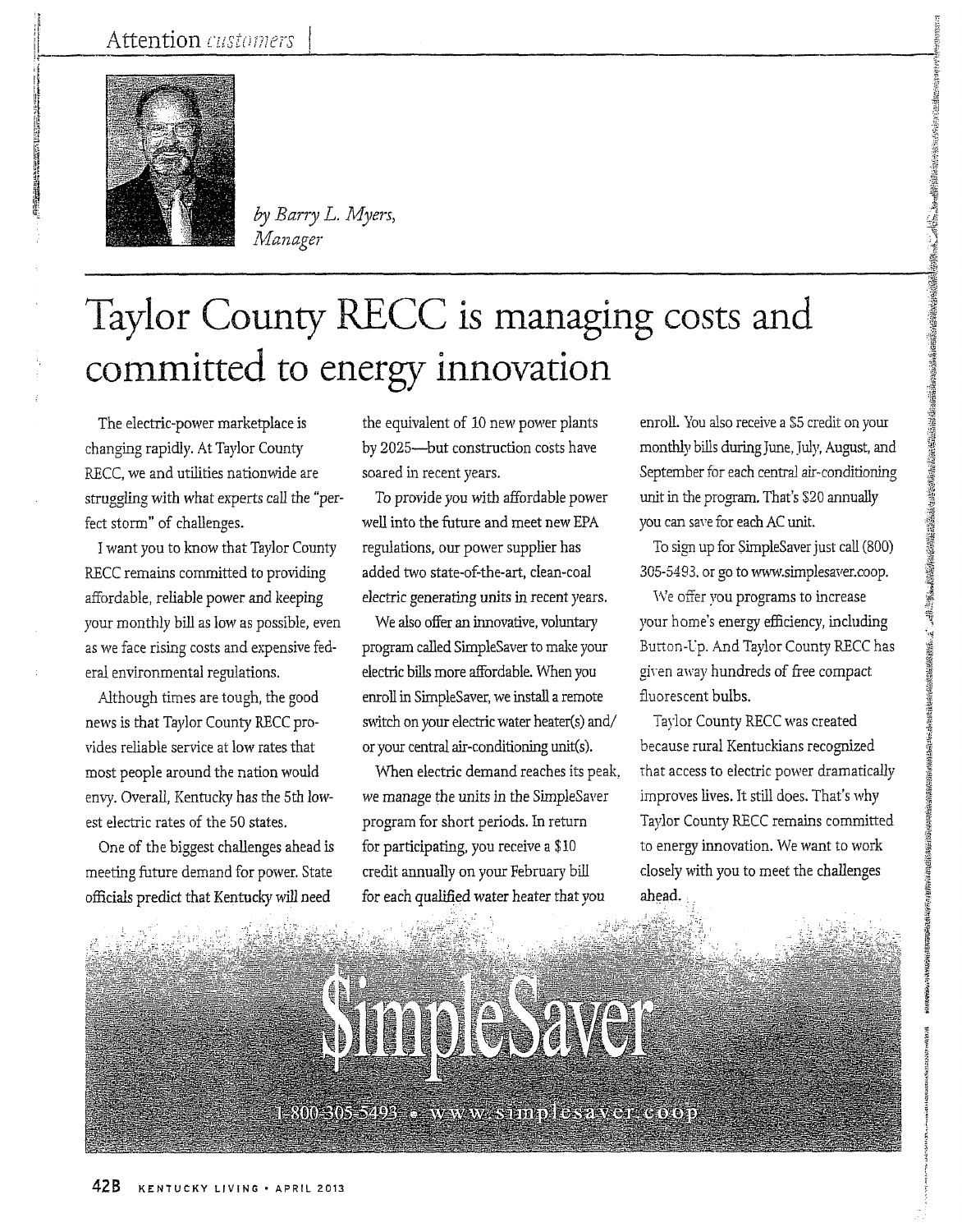Attention *customers*

*by Barry L. Myers, Manager*

# Taylor County RECC is managing costs and committed to energy innovation

The electric-power marketplace is changing rapidly. At Taylor County RECC, we and utilities nationwide are struggling with what experts call the "perfect storm" of challenges.

I want you to know that Taylor County RECC remains committed to providing affordable, reliable power and keeping your monthly bill as low as possible, even as we face rising costs and expensive federal environmental regulations.

Although times are tough, the good news is that Taylor County RECC provides reliable service at low rates that most people around the nation would envy. Overall, Kentucky has the 5th lowest electric rates of the 50 states.

One of the biggest challenges ahead is meeting future demand for power. State officials predict that Kentucky will need the equivalent of 10 new power plants by 2025—but construction costs have soared in recent years.

To provide you with affordable power well into the future and meet new EPA regulations, our power supplier has added two state-of-the-art, clean-coal electric generating units in recent years.

We also offer an innovative, voluntary program called SimpleSaver to make your electric bills more affordable. When you enroll in SimpleSaver, we install a remote switch on your electric water heater(s) and/or your central air-conditioning unit(s).

When electric demand reaches its peak, we manage the units in the SimpleSaver program for short periods. In return for participating, you receive a $10 credit annually on your February bill for each qualified water heater that you enroll. You also receive a $5 credit on your monthly bills during June, July, August, and September for each central air-conditioning unit in the program. That's $20 annually you can save for each AC unit.

To sign up for SimpleSaver just call (800) 305-5493, or go to www.simplesaver.coop.

We offer you programs to increase your home's energy efficiency, including Button-Up. And Taylor County RECC has given away hundreds of free compact fluorescent bulbs.

Taylor County RECC was created because rural Kentuckians recognized that access to electric power dramatically improves lives. It still does. That's why Taylor County RECC remains committed to energy innovation. We want to work closely with you to meet the challenges ahead.

**$impleSaver**

1-800-305-5493 • www.simplesaver.coop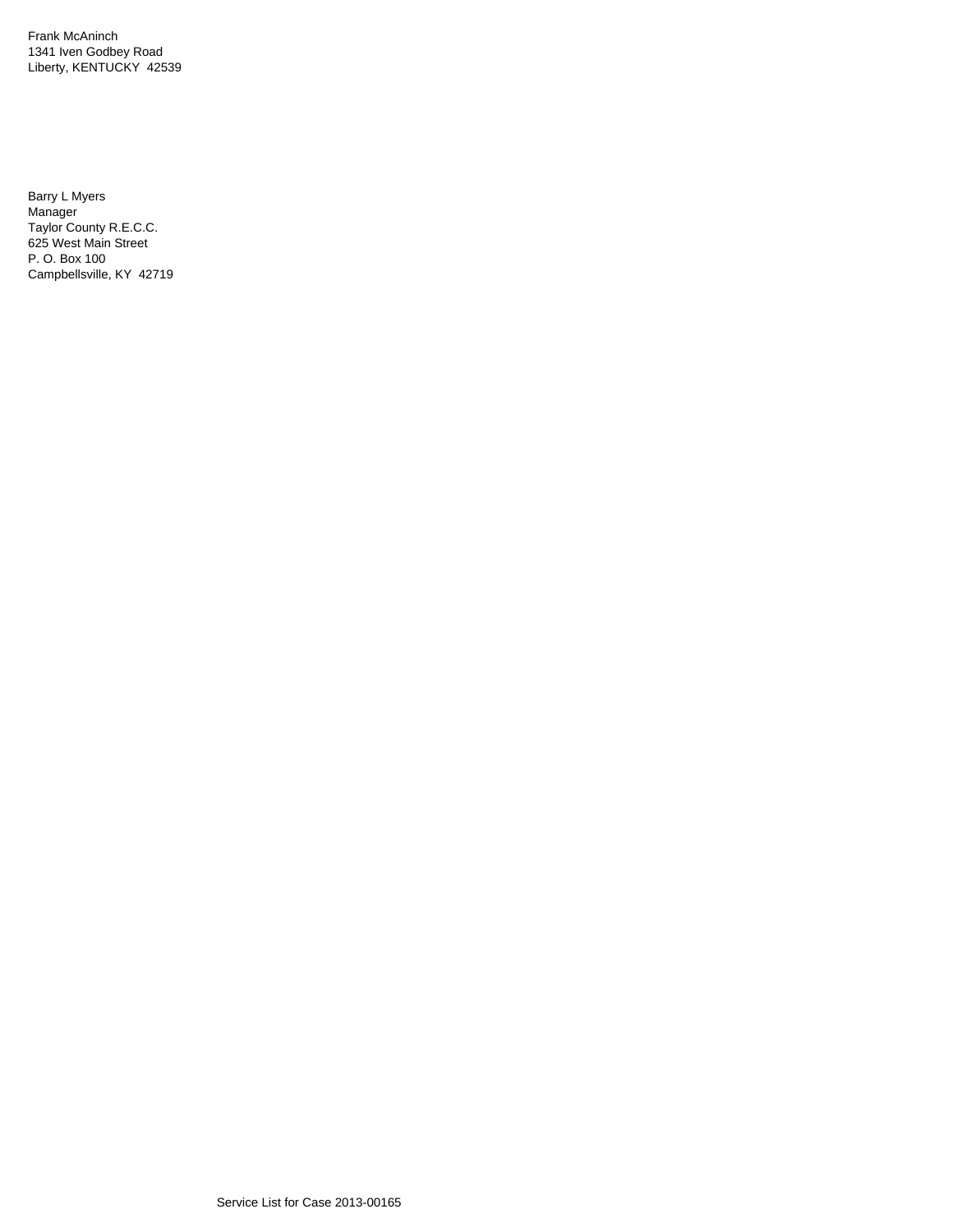Frank McAninch
1341 Iven Godbey Road
Liberty, KENTUCKY 42539

Barry L Myers
Manager
Taylor County R.E.C.C.
625 West Main Street
P. O. Box 100
Campbellsville, KY 42719